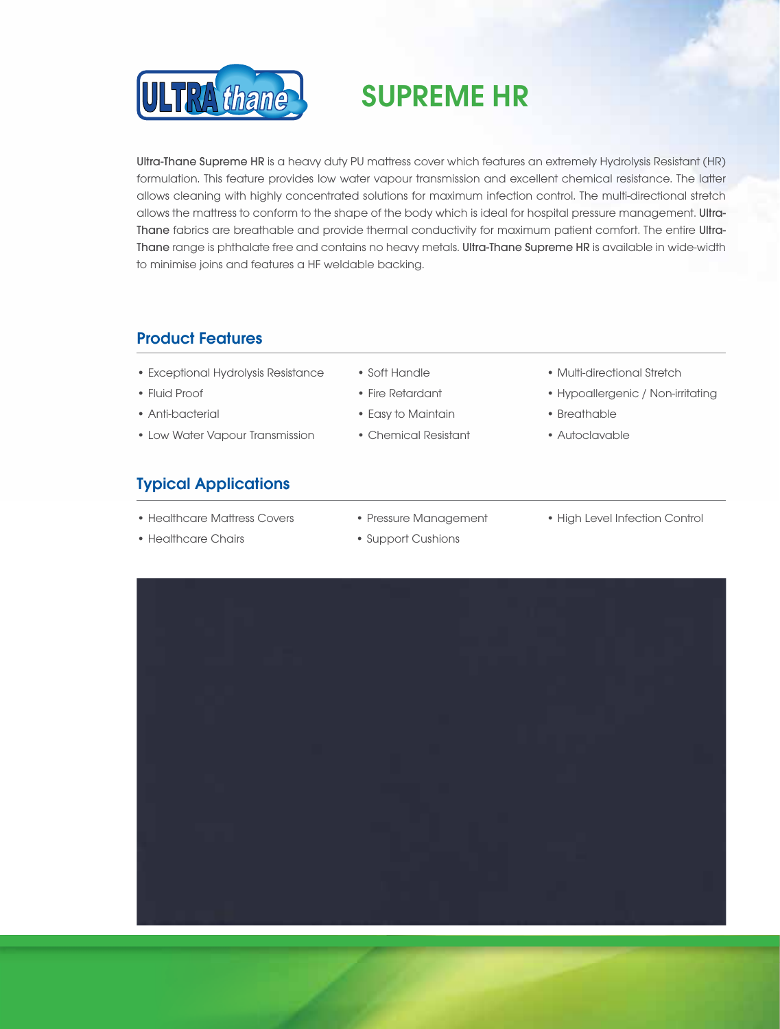# SUPREME HR

**Ultra-Thane Supreme HR** is a heavy duty PU mattress cover which features an extremely Hydrolysis Resistant (HR) formulation. This feature provides low water vapour transmission and excellent chemical resistance. The latter allows cleaning with highly concentrated solutions for maximum infection control. The multi-directional stretch allows the mattress to conform to the shape of the body which is ideal for hospital pressure management. **Ultra-Thane** fabrics are breathable and provide thermal conductivity for maximum patient comfort. The entire **Ultra-Thane** range is phthalate free and contains no heavy metals. **Ultra-Thane Supreme HR** is available in wide-width to minimise joins and features a HF weldable backing.

## Product Features

- Exceptional Hydrolysis Resistance
- Fluid Proof
- Anti-bacterial
- Low Water Vapour Transmission
- Soft Handle
- Fire Retardant
- Easy to Maintain
- Chemical Resistant
- Multi-directional Stretch
- Hypoallergenic / Non-irritating
- Breathable
- Autoclavable

## Typical Applications

- Healthcare Mattress Covers
- Healthcare Chairs
- Pressure Management
- Support Cushions
- High Level Infection Control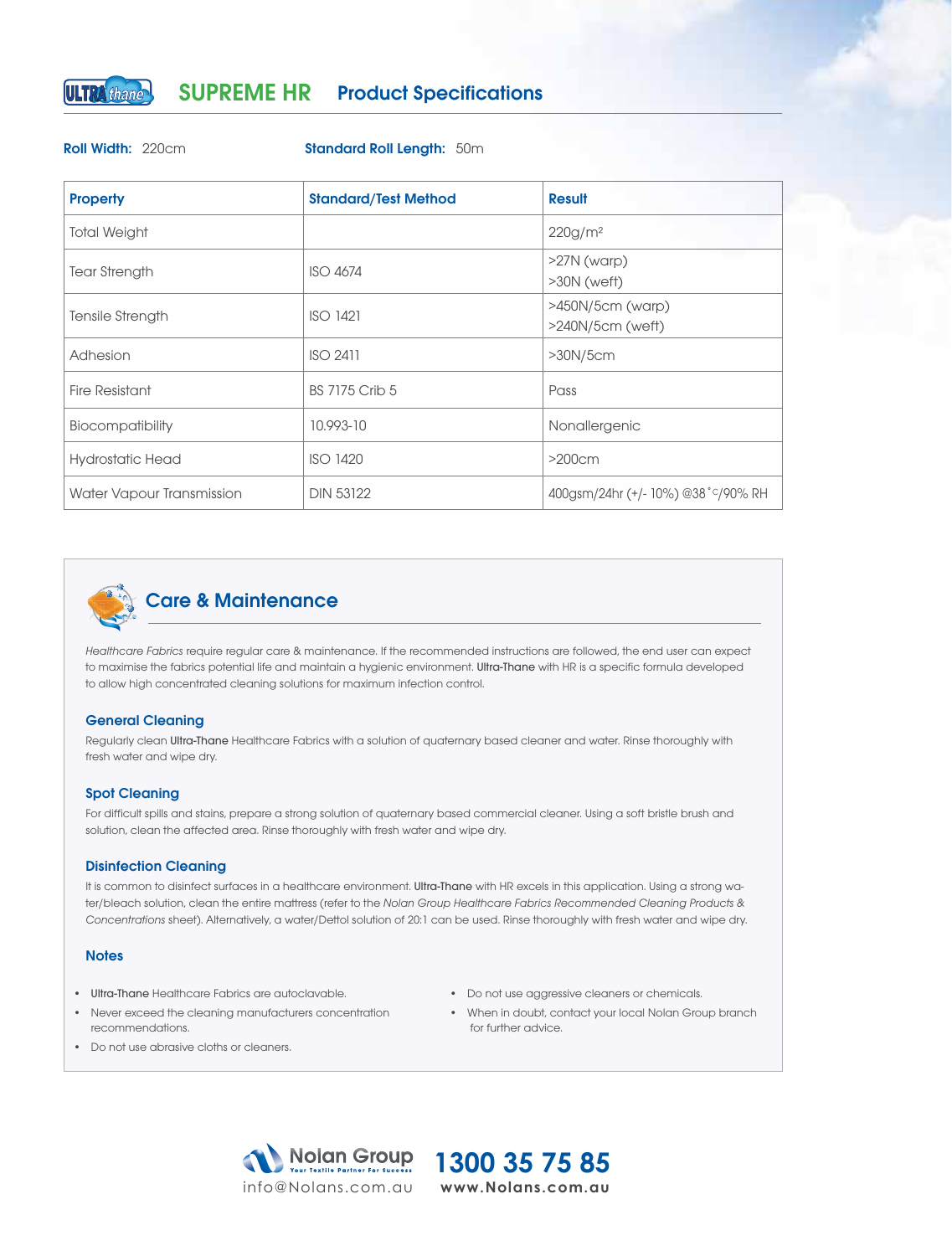# SUPREME HR Product Specifications

**Roll Width:** 220cm **Standard Roll Length:** 50m

| Property | Standard/Test Method | Result |
|---|---|---|
| Total Weight | | 220g/m$^2$ |
| Tear Strength | ISO 4674 | >27N (warp)<br>>30N (weft) |
| Tensile Strength | ISO 1421 | >450N/5cm (warp)<br>>240N/5cm (weft) |
| Adhesion | ISO 2411 | >30N/5cm |
| Fire Resistant | BS 7175 Crib 5 | Pass |
| Biocompatibility | 10.993-10 | Nonallergenic |
| Hydrostatic Head | ISO 1420 | >200cm |
| Water Vapour Transmission | DIN 53122 | 400gsm/24hr (+/- 10%) @38 °c/90% RH |

## Care & Maintenance

*Healthcare Fabrics* require regular care & maintenance. If the recommended instructions are followed, the end user can expect to maximise the fabrics potential life and maintain a hygienic environment. Ultra-Thane with HR is a specific formula developed to allow high concentrated cleaning solutions for maximum infection control.

### General Cleaning

Regularly clean Ultra-Thane Healthcare Fabrics with a solution of quaternary based cleaner and water. Rinse thoroughly with fresh water and wipe dry.

### Spot Cleaning

For difficult spills and stains, prepare a strong solution of quaternary based commercial cleaner. Using a soft bristle brush and solution, clean the affected area. Rinse thoroughly with fresh water and wipe dry.

### Disinfection Cleaning

It is common to disinfect surfaces in a healthcare environment. Ultra-Thane with HR excels in this application. Using a strong water/bleach solution, clean the entire mattress (refer to the *Nolan Group Healthcare Fabrics Recommended Cleaning Products & Concentrations* sheet). Alternatively, a water/Dettol solution of 20:1 can be used. Rinse thoroughly with fresh water and wipe dry.

### Notes

- Ultra-Thane Healthcare Fabrics are autoclavable.
- Never exceed the cleaning manufacturers concentration recommendations.
- Do not use abrasive cloths or cleaners.
- Do not use aggressive cleaners or chemicals.
- When in doubt, contact your local Nolan Group branch for further advice.

Nolan Group — Your Textile Partner For Success
info@Nolans.com.au
1300 35 75 85
www.Nolans.com.au